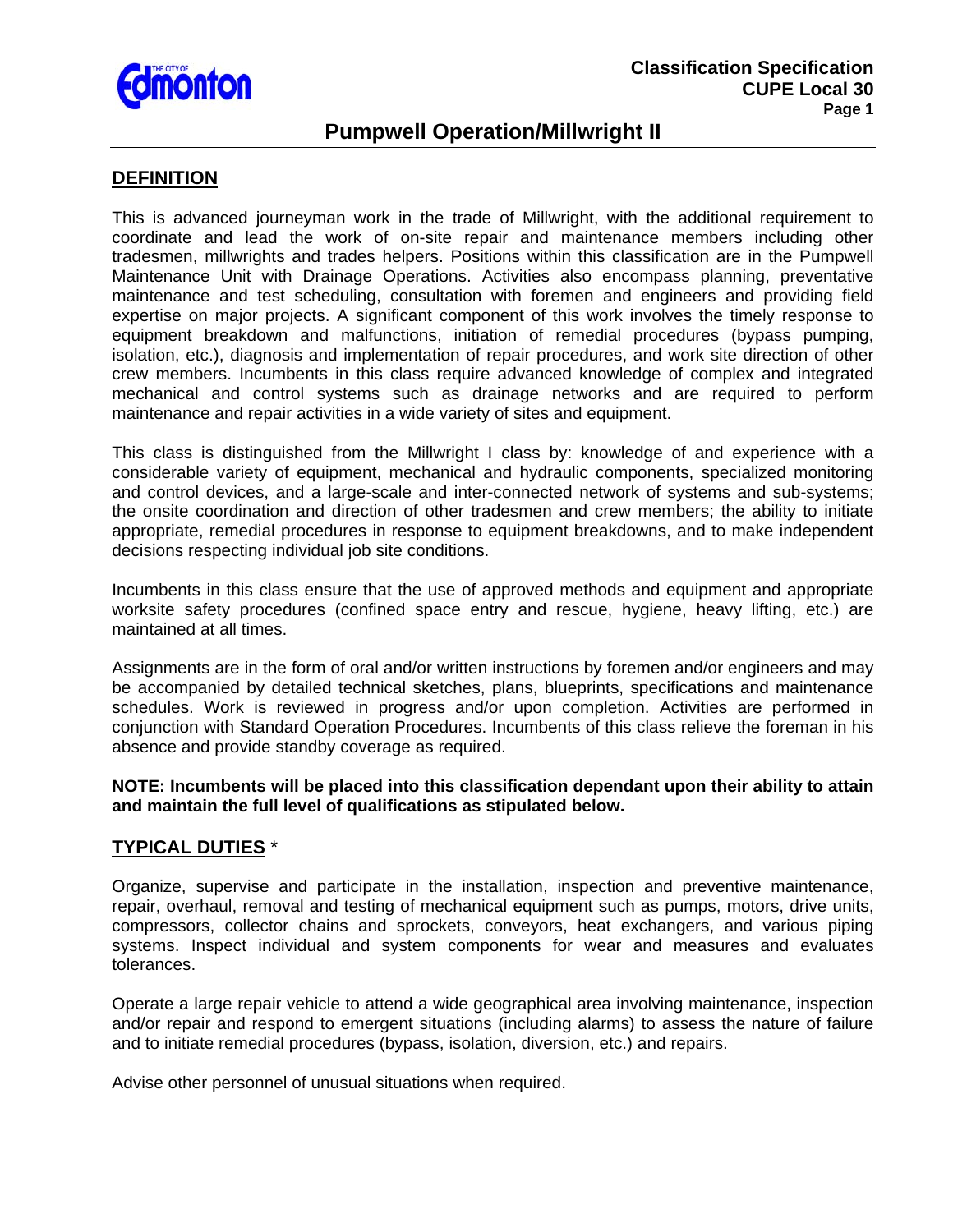# Pumpwell Operation/Millwright II

## DEFINITION

This is advanced journeyman work in the trade of Millwright, with the additional requirement to coordinate and lead the work of on-site repair and maintenance members including other tradesmen, millwrights and trades helpers. Positions within this classification are in the Pumpwell Maintenance Unit with Drainage Operations. Activities also encompass planning, preventative maintenance and test scheduling, consultation with foremen and engineers and providing field expertise on major projects. A significant component of this work involves the timely response to equipment breakdown and malfunctions, initiation of remedial procedures (bypass pumping, isolation, etc.), diagnosis and implementation of repair procedures, and work site direction of other crew members. Incumbents in this class require advanced knowledge of complex and integrated mechanical and control systems such as drainage networks and are required to perform maintenance and repair activities in a wide variety of sites and equipment.

This class is distinguished from the Millwright I class by: knowledge of and experience with a considerable variety of equipment, mechanical and hydraulic components, specialized monitoring and control devices, and a large-scale and inter-connected network of systems and sub-systems; the onsite coordination and direction of other tradesmen and crew members; the ability to initiate appropriate, remedial procedures in response to equipment breakdowns, and to make independent decisions respecting individual job site conditions.

Incumbents in this class ensure that the use of approved methods and equipment and appropriate worksite safety procedures (confined space entry and rescue, hygiene, heavy lifting, etc.) are maintained at all times.

Assignments are in the form of oral and/or written instructions by foremen and/or engineers and may be accompanied by detailed technical sketches, plans, blueprints, specifications and maintenance schedules. Work is reviewed in progress and/or upon completion. Activities are performed in conjunction with Standard Operation Procedures. Incumbents of this class relieve the foreman in his absence and provide standby coverage as required.

**NOTE: Incumbents will be placed into this classification dependant upon their ability to attain and maintain the full level of qualifications as stipulated below.**

## TYPICAL DUTIES *

Organize, supervise and participate in the installation, inspection and preventive maintenance, repair, overhaul, removal and testing of mechanical equipment such as pumps, motors, drive units, compressors, collector chains and sprockets, conveyors, heat exchangers, and various piping systems. Inspect individual and system components for wear and measures and evaluates tolerances.

Operate a large repair vehicle to attend a wide geographical area involving maintenance, inspection and/or repair and respond to emergent situations (including alarms) to assess the nature of failure and to initiate remedial procedures (bypass, isolation, diversion, etc.) and repairs.

Advise other personnel of unusual situations when required.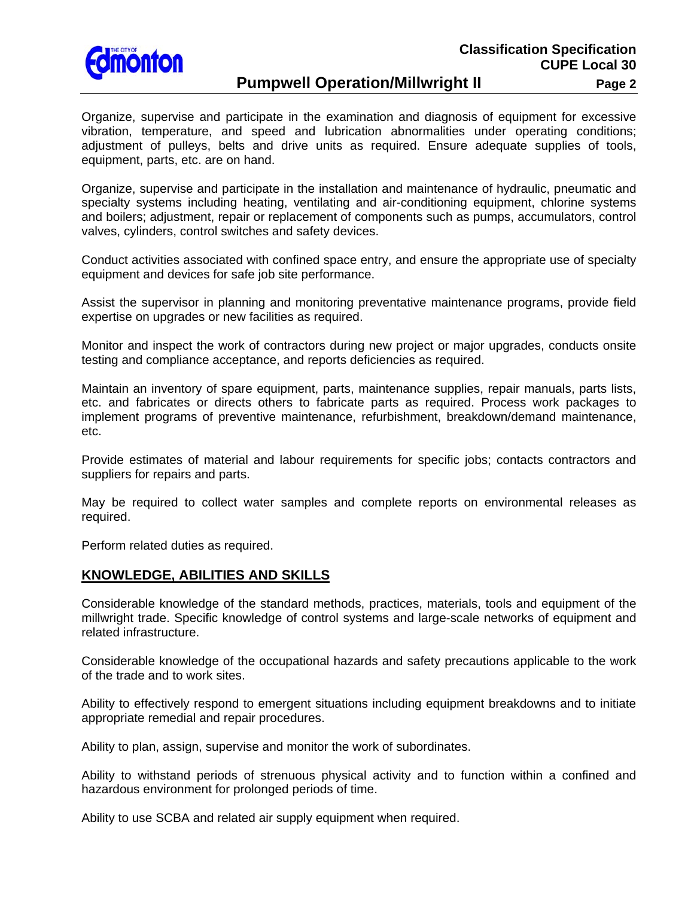Organize, supervise and participate in the examination and diagnosis of equipment for excessive vibration, temperature, and speed and lubrication abnormalities under operating conditions; adjustment of pulleys, belts and drive units as required. Ensure adequate supplies of tools, equipment, parts, etc. are on hand.

Organize, supervise and participate in the installation and maintenance of hydraulic, pneumatic and specialty systems including heating, ventilating and air-conditioning equipment, chlorine systems and boilers; adjustment, repair or replacement of components such as pumps, accumulators, control valves, cylinders, control switches and safety devices.

Conduct activities associated with confined space entry, and ensure the appropriate use of specialty equipment and devices for safe job site performance.

Assist the supervisor in planning and monitoring preventative maintenance programs, provide field expertise on upgrades or new facilities as required.

Monitor and inspect the work of contractors during new project or major upgrades, conducts onsite testing and compliance acceptance, and reports deficiencies as required.

Maintain an inventory of spare equipment, parts, maintenance supplies, repair manuals, parts lists, etc. and fabricates or directs others to fabricate parts as required. Process work packages to implement programs of preventive maintenance, refurbishment, breakdown/demand maintenance, etc.

Provide estimates of material and labour requirements for specific jobs; contacts contractors and suppliers for repairs and parts.

May be required to collect water samples and complete reports on environmental releases as required.

Perform related duties as required.

## KNOWLEDGE, ABILITIES AND SKILLS

Considerable knowledge of the standard methods, practices, materials, tools and equipment of the millwright trade. Specific knowledge of control systems and large-scale networks of equipment and related infrastructure.

Considerable knowledge of the occupational hazards and safety precautions applicable to the work of the trade and to work sites.

Ability to effectively respond to emergent situations including equipment breakdowns and to initiate appropriate remedial and repair procedures.

Ability to plan, assign, supervise and monitor the work of subordinates.

Ability to withstand periods of strenuous physical activity and to function within a confined and hazardous environment for prolonged periods of time.

Ability to use SCBA and related air supply equipment when required.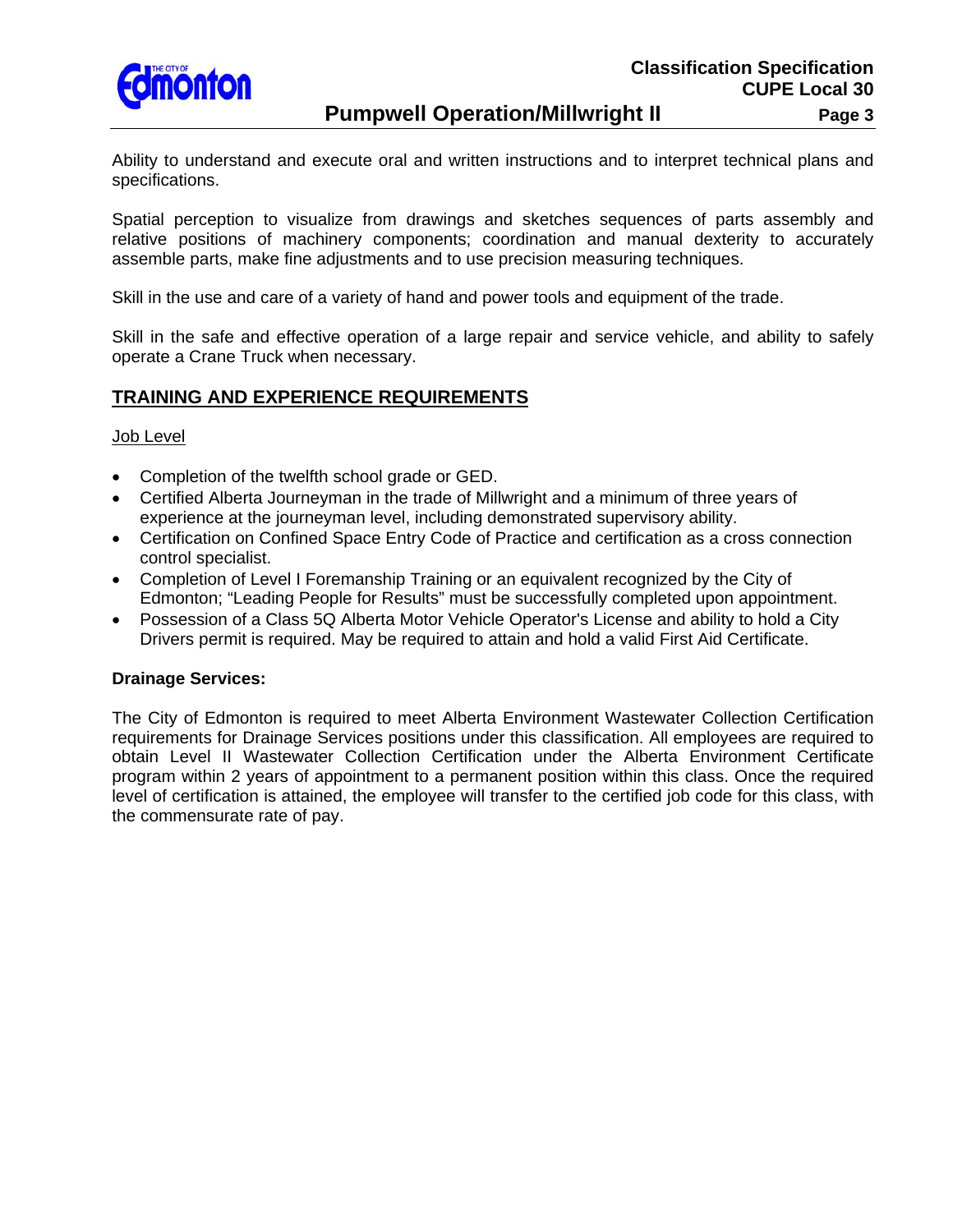Ability to understand and execute oral and written instructions and to interpret technical plans and specifications.

Spatial perception to visualize from drawings and sketches sequences of parts assembly and relative positions of machinery components; coordination and manual dexterity to accurately assemble parts, make fine adjustments and to use precision measuring techniques.

Skill in the use and care of a variety of hand and power tools and equipment of the trade.

Skill in the safe and effective operation of a large repair and service vehicle, and ability to safely operate a Crane Truck when necessary.

## TRAINING AND EXPERIENCE REQUIREMENTS

Job Level

- Completion of the twelfth school grade or GED.
- Certified Alberta Journeyman in the trade of Millwright and a minimum of three years of experience at the journeyman level, including demonstrated supervisory ability.
- Certification on Confined Space Entry Code of Practice and certification as a cross connection control specialist.
- Completion of Level I Foremanship Training or an equivalent recognized by the City of Edmonton; "Leading People for Results" must be successfully completed upon appointment.
- Possession of a Class 5Q Alberta Motor Vehicle Operator's License and ability to hold a City Drivers permit is required. May be required to attain and hold a valid First Aid Certificate.

**Drainage Services:**

The City of Edmonton is required to meet Alberta Environment Wastewater Collection Certification requirements for Drainage Services positions under this classification. All employees are required to obtain Level II Wastewater Collection Certification under the Alberta Environment Certificate program within 2 years of appointment to a permanent position within this class. Once the required level of certification is attained, the employee will transfer to the certified job code for this class, with the commensurate rate of pay.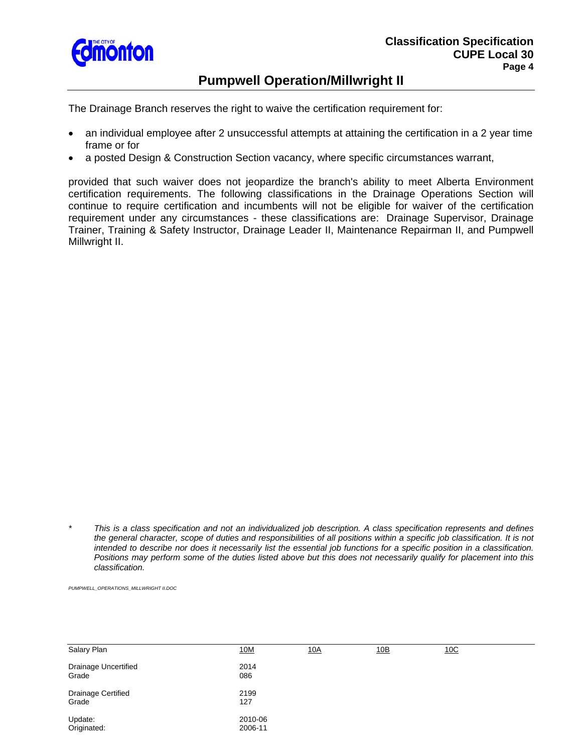The Drainage Branch reserves the right to waive the certification requirement for:

- an individual employee after 2 unsuccessful attempts at attaining the certification in a 2 year time frame or for
- a posted Design & Construction Section vacancy, where specific circumstances warrant,

provided that such waiver does not jeopardize the branch's ability to meet Alberta Environment certification requirements. The following classifications in the Drainage Operations Section will continue to require certification and incumbents will not be eligible for waiver of the certification requirement under any circumstances - these classifications are: Drainage Supervisor, Drainage Trainer, Training & Safety Instructor, Drainage Leader II, Maintenance Repairman II, and Pumpwell Millwright II.

\* *This is a class specification and not an individualized job description. A class specification represents and defines the general character, scope of duties and responsibilities of all positions within a specific job classification. It is not intended to describe nor does it necessarily list the essential job functions for a specific position in a classification. Positions may perform some of the duties listed above but this does not necessarily qualify for placement into this classification.*

*PUMPWELL_OPERATIONS_MILLWRIGHT II.DOC*

| Salary Plan | 10M | 10A | 10B | 10C |
|---|---|---|---|---|
| Drainage Uncertified<br>Grade | 2014<br>086 | | | |
| Drainage Certified<br>Grade | 2199<br>127 | | | |
| Update:<br>Originated: | 2010-06<br>2006-11 | | | |